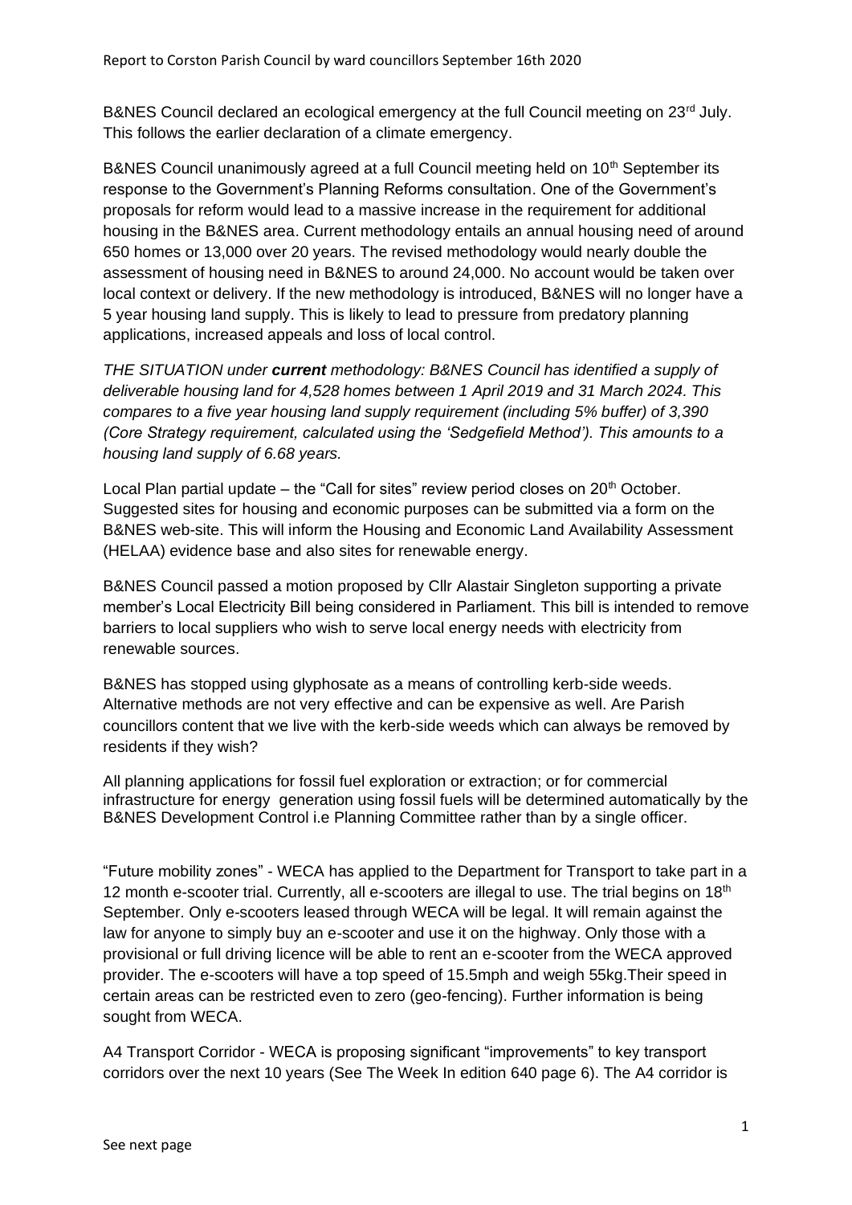Report to Corston Parish Council by ward councillors September 16th 2020

B&NES Council declared an ecological emergency at the full Council meeting on 23rd July. This follows the earlier declaration of a climate emergency.

B&NES Council unanimously agreed at a full Council meeting held on 10th September its response to the Government's Planning Reforms consultation. One of the Government's proposals for reform would lead to a massive increase in the requirement for additional housing in the B&NES area. Current methodology entails an annual housing need of around 650 homes or 13,000 over 20 years. The revised methodology would nearly double the assessment of housing need in B&NES to around 24,000. No account would be taken over local context or delivery. If the new methodology is introduced, B&NES will no longer have a 5 year housing land supply. This is likely to lead to pressure from predatory planning applications, increased appeals and loss of local control.

*THE SITUATION under **current** methodology: B&NES Council has identified a supply of deliverable housing land for 4,528 homes between 1 April 2019 and 31 March 2024. This compares to a five year housing land supply requirement (including 5% buffer) of 3,390 (Core Strategy requirement, calculated using the 'Sedgefield Method'). This amounts to a housing land supply of 6.68 years.*

Local Plan partial update – the "Call for sites" review period closes on 20th October. Suggested sites for housing and economic purposes can be submitted via a form on the B&NES web-site. This will inform the Housing and Economic Land Availability Assessment (HELAA) evidence base and also sites for renewable energy.

B&NES Council passed a motion proposed by Cllr Alastair Singleton supporting a private member's Local Electricity Bill being considered in Parliament. This bill is intended to remove barriers to local suppliers who wish to serve local energy needs with electricity from renewable sources.

B&NES has stopped using glyphosate as a means of controlling kerb-side weeds. Alternative methods are not very effective and can be expensive as well. Are Parish councillors content that we live with the kerb-side weeds which can always be removed by residents if they wish?

All planning applications for fossil fuel exploration or extraction; or for commercial infrastructure for energy generation using fossil fuels will be determined automatically by the B&NES Development Control i.e Planning Committee rather than by a single officer.

"Future mobility zones" - WECA has applied to the Department for Transport to take part in a 12 month e-scooter trial. Currently, all e-scooters are illegal to use. The trial begins on 18th September. Only e-scooters leased through WECA will be legal. It will remain against the law for anyone to simply buy an e-scooter and use it on the highway. Only those with a provisional or full driving licence will be able to rent an e-scooter from the WECA approved provider. The e-scooters will have a top speed of 15.5mph and weigh 55kg.Their speed in certain areas can be restricted even to zero (geo-fencing). Further information is being sought from WECA.

A4 Transport Corridor - WECA is proposing significant "improvements" to key transport corridors over the next 10 years (See The Week In edition 640 page 6). The A4 corridor is

See next page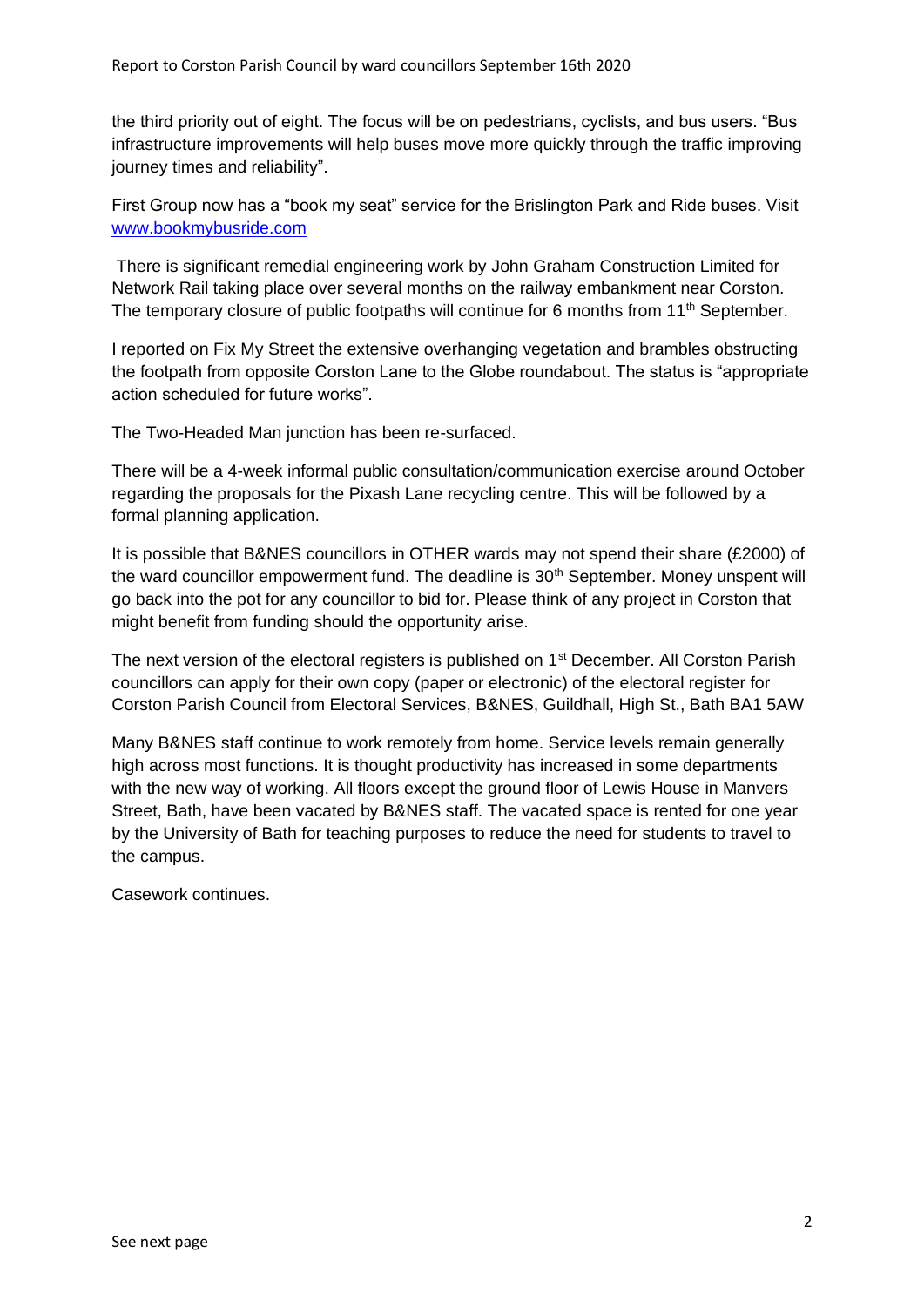the third priority out of eight. The focus will be on pedestrians, cyclists, and bus users. "Bus infrastructure improvements will help buses move more quickly through the traffic improving journey times and reliability".

First Group now has a "book my seat" service for the Brislington Park and Ride buses. Visit [www.bookmybusride.com](www.bookmybusride.com)

There is significant remedial engineering work by John Graham Construction Limited for Network Rail taking place over several months on the railway embankment near Corston. The temporary closure of public footpaths will continue for 6 months from 11th September.

I reported on Fix My Street the extensive overhanging vegetation and brambles obstructing the footpath from opposite Corston Lane to the Globe roundabout. The status is "appropriate action scheduled for future works".

The Two-Headed Man junction has been re-surfaced.

There will be a 4-week informal public consultation/communication exercise around October regarding the proposals for the Pixash Lane recycling centre. This will be followed by a formal planning application.

It is possible that B&NES councillors in OTHER wards may not spend their share (£2000) of the ward councillor empowerment fund. The deadline is 30th September. Money unspent will go back into the pot for any councillor to bid for. Please think of any project in Corston that might benefit from funding should the opportunity arise.

The next version of the electoral registers is published on 1st December. All Corston Parish councillors can apply for their own copy (paper or electronic) of the electoral register for Corston Parish Council from Electoral Services, B&NES, Guildhall, High St., Bath BA1 5AW

Many B&NES staff continue to work remotely from home. Service levels remain generally high across most functions. It is thought productivity has increased in some departments with the new way of working. All floors except the ground floor of Lewis House in Manvers Street, Bath, have been vacated by B&NES staff. The vacated space is rented for one year by the University of Bath for teaching purposes to reduce the need for students to travel to the campus.

Casework continues.

See next page